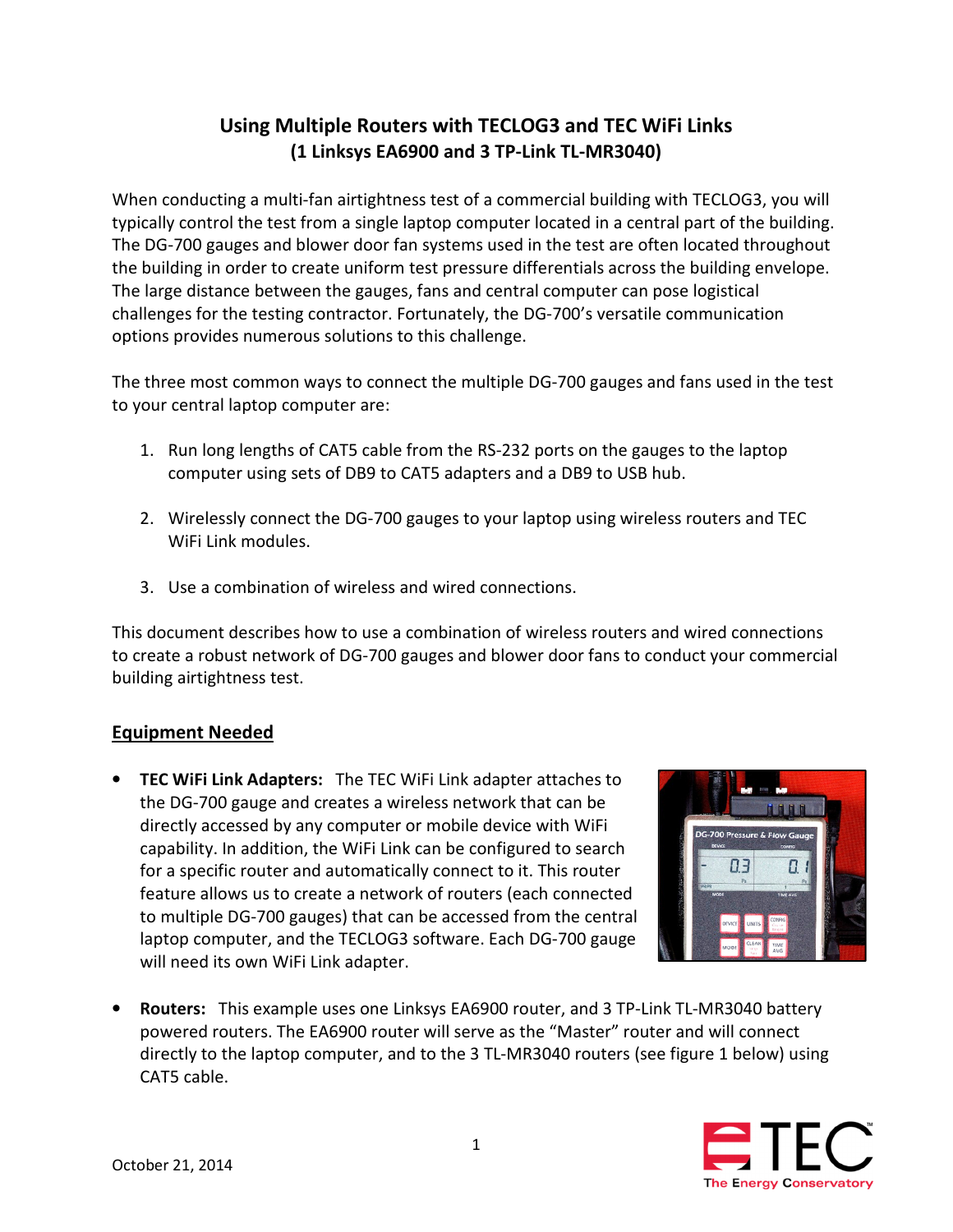# Using Multiple Routers with TECLOG3 and TEC WiFi Links
## (1 Linksys EA6900 and 3 TP-Link TL-MR3040)

When conducting a multi-fan airtightness test of a commercial building with TECLOG3, you will typically control the test from a single laptop computer located in a central part of the building. The DG-700 gauges and blower door fan systems used in the test are often located throughout the building in order to create uniform test pressure differentials across the building envelope. The large distance between the gauges, fans and central computer can pose logistical challenges for the testing contractor. Fortunately, the DG-700's versatile communication options provides numerous solutions to this challenge.

The three most common ways to connect the multiple DG-700 gauges and fans used in the test to your central laptop computer are:

1. Run long lengths of CAT5 cable from the RS-232 ports on the gauges to the laptop computer using sets of DB9 to CAT5 adapters and a DB9 to USB hub.

2. Wirelessly connect the DG-700 gauges to your laptop using wireless routers and TEC WiFi Link modules.

3. Use a combination of wireless and wired connections.

This document describes how to use a combination of wireless routers and wired connections to create a robust network of DG-700 gauges and blower door fans to conduct your commercial building airtightness test.

### Equipment Needed

- **TEC WiFi Link Adapters:** The TEC WiFi Link adapter attaches to the DG-700 gauge and creates a wireless network that can be directly accessed by any computer or mobile device with WiFi capability. In addition, the WiFi Link can be configured to search for a specific router and automatically connect to it. This router feature allows us to create a network of routers (each connected to multiple DG-700 gauges) that can be accessed from the central laptop computer, and the TECLOG3 software. Each DG-700 gauge will need its own WiFi Link adapter.

- **Routers:** This example uses one Linksys EA6900 router, and 3 TP-Link TL-MR3040 battery powered routers. The EA6900 router will serve as the "Master" router and will connect directly to the laptop computer, and to the 3 TL-MR3040 routers (see figure 1 below) using CAT5 cable.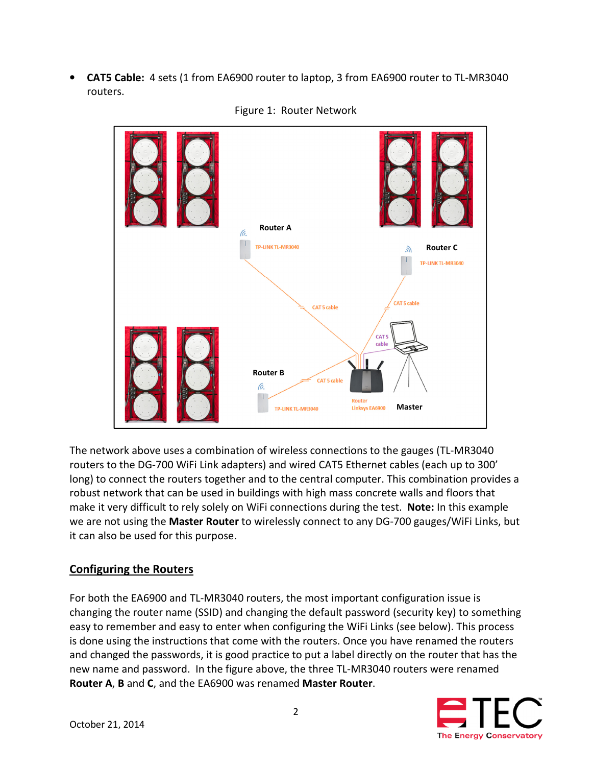- **CAT5 Cable:** 4 sets (1 from EA6900 router to laptop, 3 from EA6900 router to TL-MR3040 routers.

Figure 1: Router Network

The network above uses a combination of wireless connections to the gauges (TL-MR3040 routers to the DG-700 WiFi Link adapters) and wired CAT5 Ethernet cables (each up to 300' long) to connect the routers together and to the central computer. This combination provides a robust network that can be used in buildings with high mass concrete walls and floors that make it very difficult to rely solely on WiFi connections during the test. **Note:** In this example we are not using the **Master Router** to wirelessly connect to any DG-700 gauges/WiFi Links, but it can also be used for this purpose.

## Configuring the Routers

For both the EA6900 and TL-MR3040 routers, the most important configuration issue is changing the router name (SSID) and changing the default password (security key) to something easy to remember and easy to enter when configuring the WiFi Links (see below). This process is done using the instructions that come with the routers. Once you have renamed the routers and changed the passwords, it is good practice to put a label directly on the router that has the new name and password. In the figure above, the three TL-MR3040 routers were renamed **Router A**, **B** and **C**, and the EA6900 was renamed **Master Router**.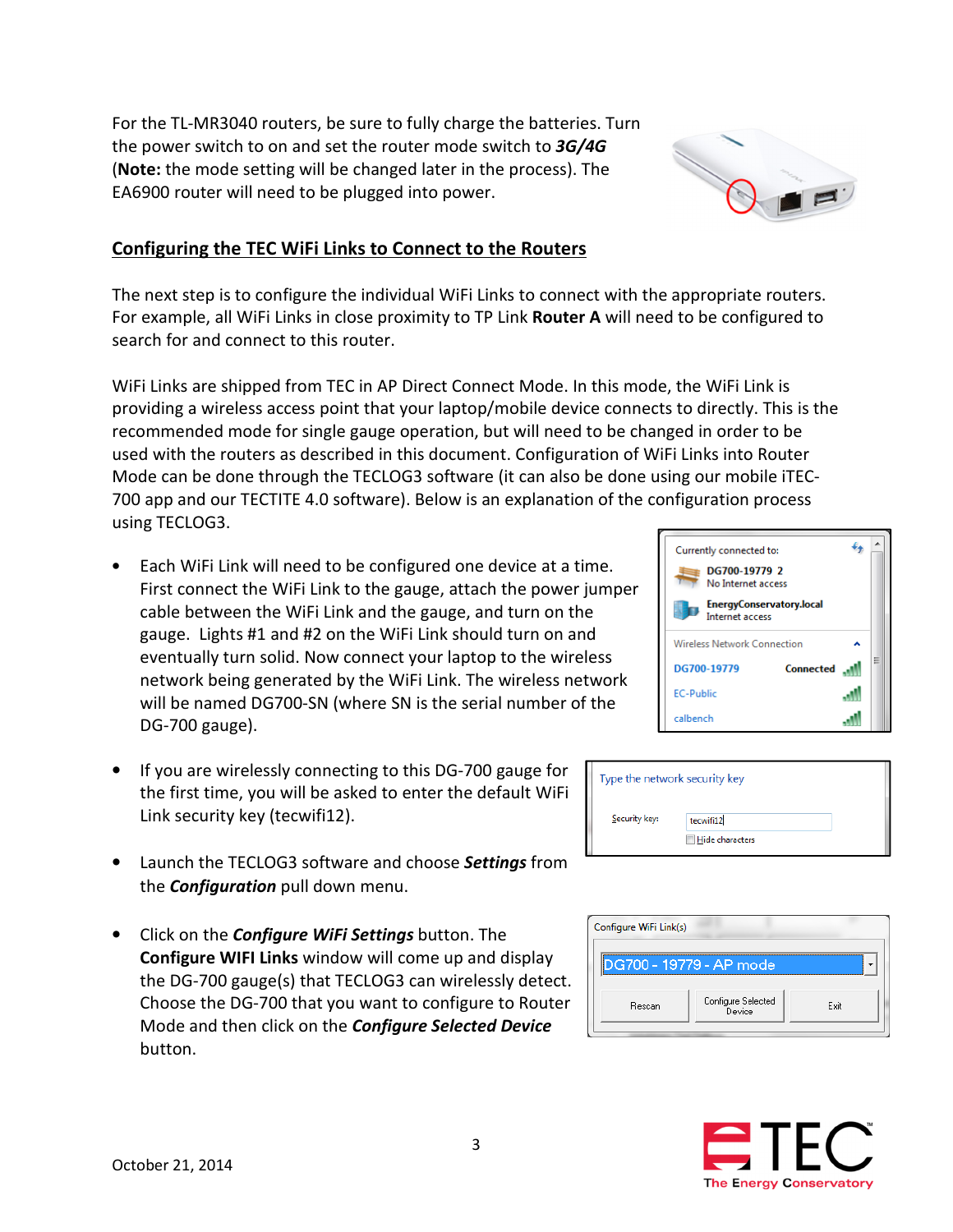For the TL-MR3040 routers, be sure to fully charge the batteries. Turn the power switch to on and set the router mode switch to ***3G/4G*** (**Note:** the mode setting will be changed later in the process). The EA6900 router will need to be plugged into power.

## Configuring the TEC WiFi Links to Connect to the Routers

The next step is to configure the individual WiFi Links to connect with the appropriate routers. For example, all WiFi Links in close proximity to TP Link **Router A** will need to be configured to search for and connect to this router.

WiFi Links are shipped from TEC in AP Direct Connect Mode. In this mode, the WiFi Link is providing a wireless access point that your laptop/mobile device connects to directly. This is the recommended mode for single gauge operation, but will need to be changed in order to be used with the routers as described in this document. Configuration of WiFi Links into Router Mode can be done through the TECLOG3 software (it can also be done using our mobile iTEC-700 app and our TECTITE 4.0 software). Below is an explanation of the configuration process using TECLOG3.

- Each WiFi Link will need to be configured one device at a time. First connect the WiFi Link to the gauge, attach the power jumper cable between the WiFi Link and the gauge, and turn on the gauge. Lights #1 and #2 on the WiFi Link should turn on and eventually turn solid. Now connect your laptop to the wireless network being generated by the WiFi Link. The wireless network will be named DG700-SN (where SN is the serial number of the DG-700 gauge).

- If you are wirelessly connecting to this DG-700 gauge for the first time, you will be asked to enter the default WiFi Link security key (tecwifi12).

- Launch the TECLOG3 software and choose ***Settings*** from the ***Configuration*** pull down menu.

- Click on the ***Configure WiFi Settings*** button. The **Configure WIFI Links** window will come up and display the DG-700 gauge(s) that TECLOG3 can wirelessly detect. Choose the DG-700 that you want to configure to Router Mode and then click on the ***Configure Selected Device*** button.

October 21, 2014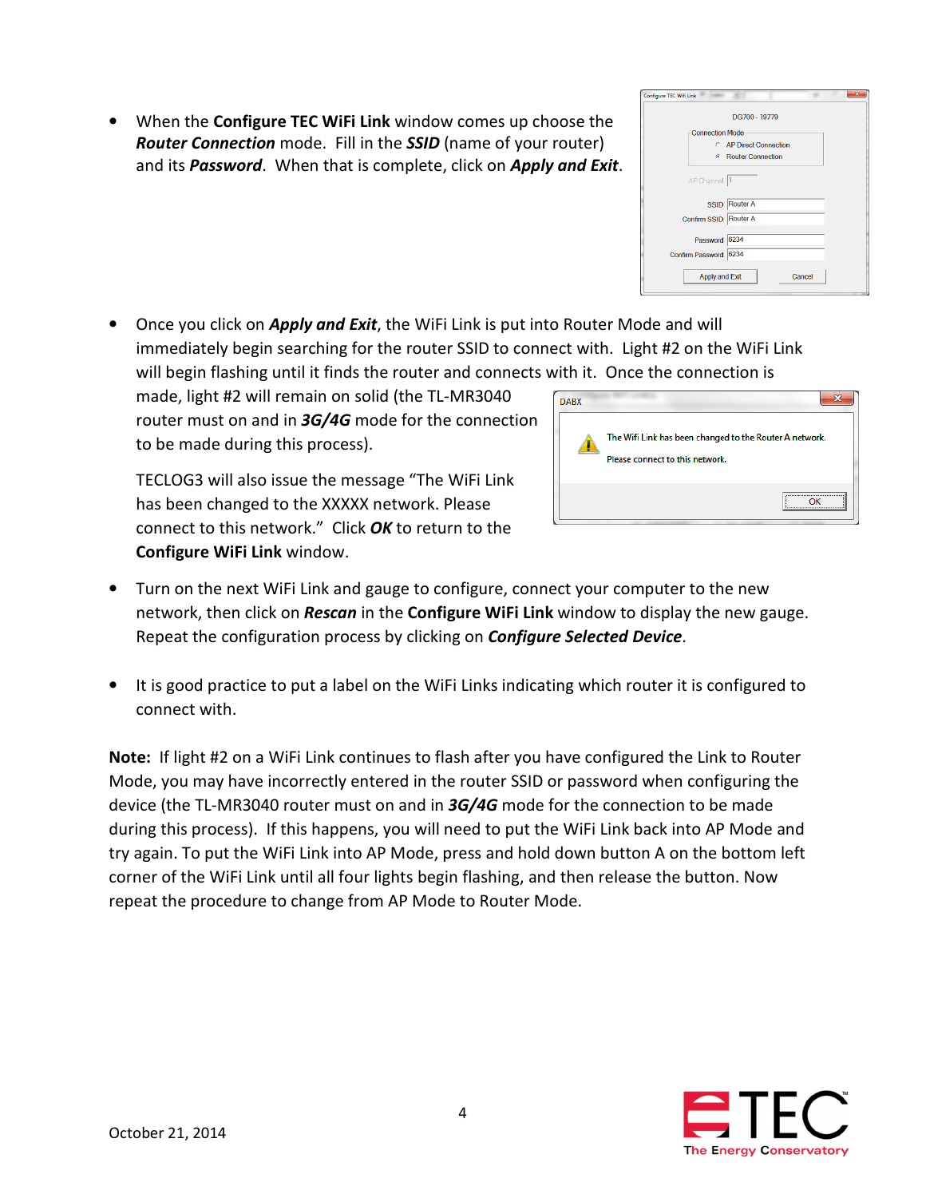- When the **Configure TEC WiFi Link** window comes up choose the ***Router Connection*** mode. Fill in the ***SSID*** (name of your router) and its ***Password***. When that is complete, click on ***Apply and Exit***.

- Once you click on ***Apply and Exit***, the WiFi Link is put into Router Mode and will immediately begin searching for the router SSID to connect with. Light #2 on the WiFi Link will begin flashing until it finds the router and connects with it. Once the connection is made, light #2 will remain on solid (the TL-MR3040 router must on and in ***3G/4G*** mode for the connection to be made during this process).

  TECLOG3 will also issue the message "The WiFi Link has been changed to the XXXXX network. Please connect to this network." Click ***OK*** to return to the **Configure WiFi Link** window.

- Turn on the next WiFi Link and gauge to configure, connect your computer to the new network, then click on ***Rescan*** in the **Configure WiFi Link** window to display the new gauge. Repeat the configuration process by clicking on ***Configure Selected Device***.

- It is good practice to put a label on the WiFi Links indicating which router it is configured to connect with.

**Note:** If light #2 on a WiFi Link continues to flash after you have configured the Link to Router Mode, you may have incorrectly entered in the router SSID or password when configuring the device (the TL-MR3040 router must on and in ***3G/4G*** mode for the connection to be made during this process). If this happens, you will need to put the WiFi Link back into AP Mode and try again. To put the WiFi Link into AP Mode, press and hold down button A on the bottom left corner of the WiFi Link until all four lights begin flashing, and then release the button. Now repeat the procedure to change from AP Mode to Router Mode.

October 21, 2014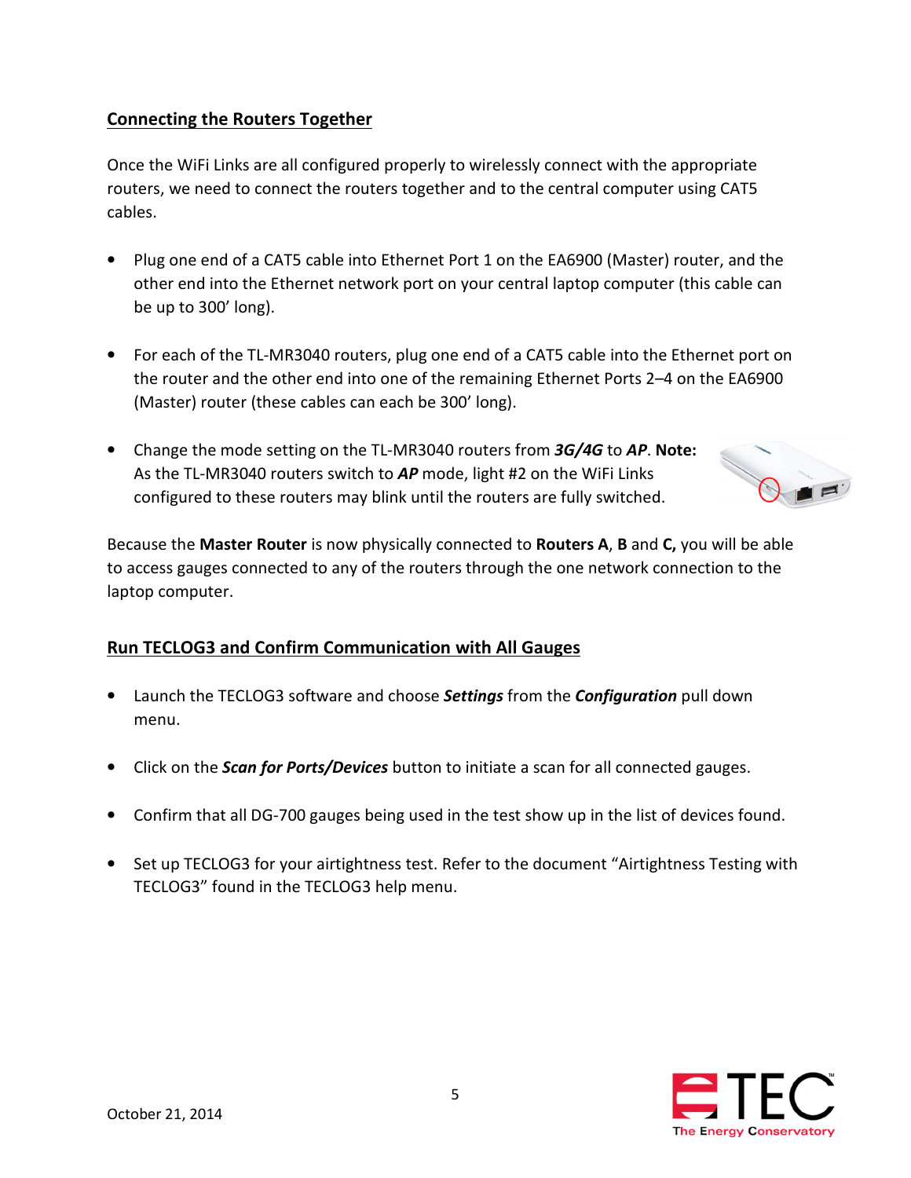## Connecting the Routers Together

Once the WiFi Links are all configured properly to wirelessly connect with the appropriate routers, we need to connect the routers together and to the central computer using CAT5 cables.

- Plug one end of a CAT5 cable into Ethernet Port 1 on the EA6900 (Master) router, and the other end into the Ethernet network port on your central laptop computer (this cable can be up to 300' long).
- For each of the TL-MR3040 routers, plug one end of a CAT5 cable into the Ethernet port on the router and the other end into one of the remaining Ethernet Ports 2–4 on the EA6900 (Master) router (these cables can each be 300' long).
- Change the mode setting on the TL-MR3040 routers from ***3G/4G*** to ***AP***. **Note:** As the TL-MR3040 routers switch to ***AP*** mode, light #2 on the WiFi Links configured to these routers may blink until the routers are fully switched.

Because the **Master Router** is now physically connected to **Routers A**, **B** and **C,** you will be able to access gauges connected to any of the routers through the one network connection to the laptop computer.

## Run TECLOG3 and Confirm Communication with All Gauges

- Launch the TECLOG3 software and choose ***Settings*** from the ***Configuration*** pull down menu.
- Click on the ***Scan for Ports/Devices*** button to initiate a scan for all connected gauges.
- Confirm that all DG-700 gauges being used in the test show up in the list of devices found.
- Set up TECLOG3 for your airtightness test. Refer to the document "Airtightness Testing with TECLOG3" found in the TECLOG3 help menu.

October 21, 2014